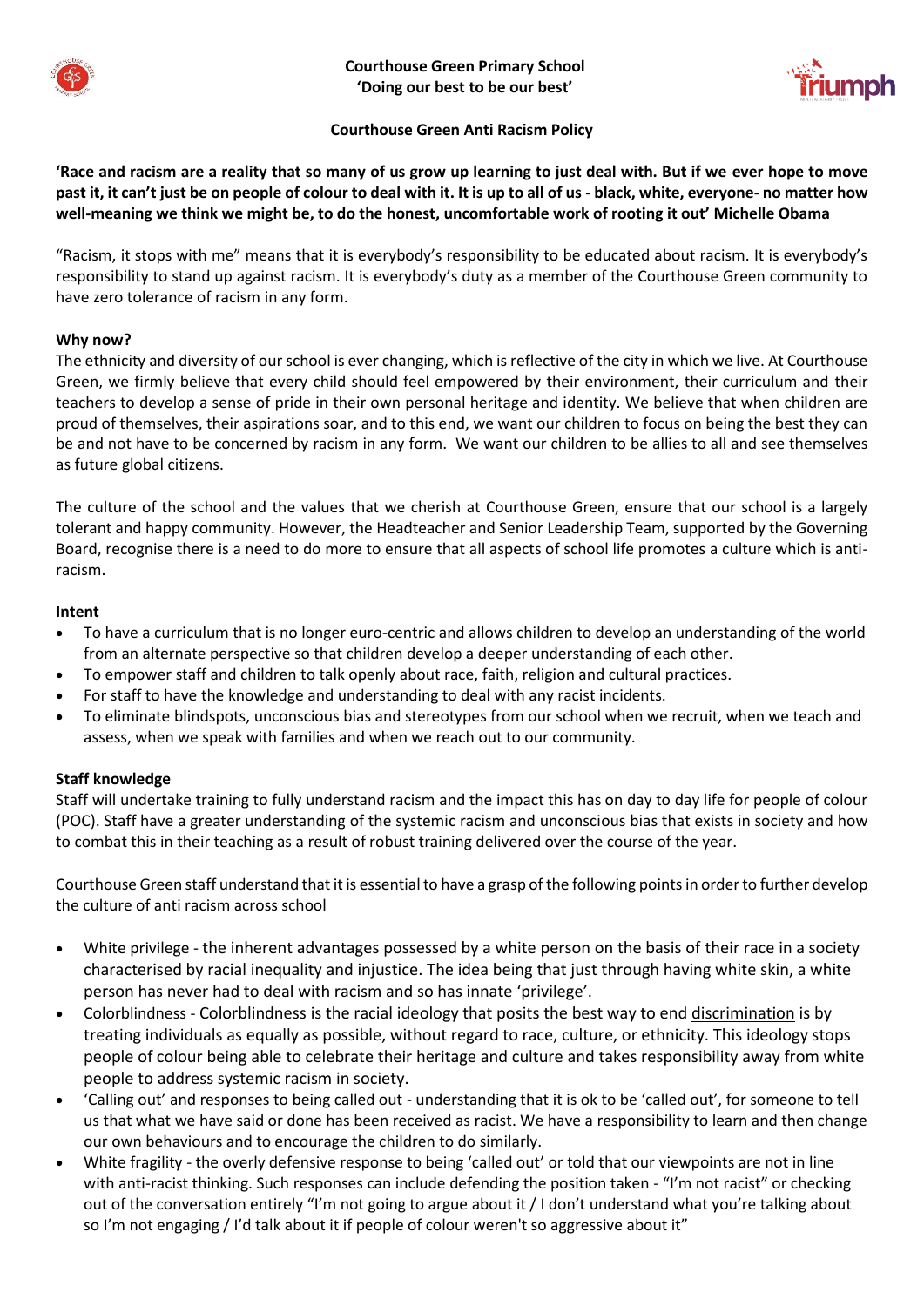**Courthouse Green Primary School**
**'Doing our best to be our best'**

# Courthouse Green Anti Racism Policy

**'Race and racism are a reality that so many of us grow up learning to just deal with. But if we ever hope to move past it, it can't just be on people of colour to deal with it. It is up to all of us - black, white, everyone- no matter how well-meaning we think we might be, to do the honest, uncomfortable work of rooting it out' Michelle Obama**

"Racism, it stops with me" means that it is everybody's responsibility to be educated about racism. It is everybody's responsibility to stand up against racism. It is everybody's duty as a member of the Courthouse Green community to have zero tolerance of racism in any form.

## Why now?

The ethnicity and diversity of our school is ever changing, which is reflective of the city in which we live. At Courthouse Green, we firmly believe that every child should feel empowered by their environment, their curriculum and their teachers to develop a sense of pride in their own personal heritage and identity. We believe that when children are proud of themselves, their aspirations soar, and to this end, we want our children to focus on being the best they can be and not have to be concerned by racism in any form. We want our children to be allies to all and see themselves as future global citizens.

The culture of the school and the values that we cherish at Courthouse Green, ensure that our school is a largely tolerant and happy community. However, the Headteacher and Senior Leadership Team, supported by the Governing Board, recognise there is a need to do more to ensure that all aspects of school life promotes a culture which is anti-racism.

## Intent

- To have a curriculum that is no longer euro-centric and allows children to develop an understanding of the world from an alternate perspective so that children develop a deeper understanding of each other.
- To empower staff and children to talk openly about race, faith, religion and cultural practices.
- For staff to have the knowledge and understanding to deal with any racist incidents.
- To eliminate blindspots, unconscious bias and stereotypes from our school when we recruit, when we teach and assess, when we speak with families and when we reach out to our community.

## Staff knowledge

Staff will undertake training to fully understand racism and the impact this has on day to day life for people of colour (POC). Staff have a greater understanding of the systemic racism and unconscious bias that exists in society and how to combat this in their teaching as a result of robust training delivered over the course of the year.

Courthouse Green staff understand that it is essential to have a grasp of the following points in order to further develop the culture of anti racism across school

- White privilege - the inherent advantages possessed by a white person on the basis of their race in a society characterised by racial inequality and injustice. The idea being that just through having white skin, a white person has never had to deal with racism and so has innate 'privilege'.
- Colorblindness - Colorblindness is the racial ideology that posits the best way to end discrimination is by treating individuals as equally as possible, without regard to race, culture, or ethnicity. This ideology stops people of colour being able to celebrate their heritage and culture and takes responsibility away from white people to address systemic racism in society.
- 'Calling out' and responses to being called out - understanding that it is ok to be 'called out', for someone to tell us that what we have said or done has been received as racist. We have a responsibility to learn and then change our own behaviours and to encourage the children to do similarly.
- White fragility - the overly defensive response to being 'called out' or told that our viewpoints are not in line with anti-racist thinking. Such responses can include defending the position taken - "I'm not racist" or checking out of the conversation entirely "I'm not going to argue about it / I don't understand what you're talking about so I'm not engaging / I'd talk about it if people of colour weren't so aggressive about it"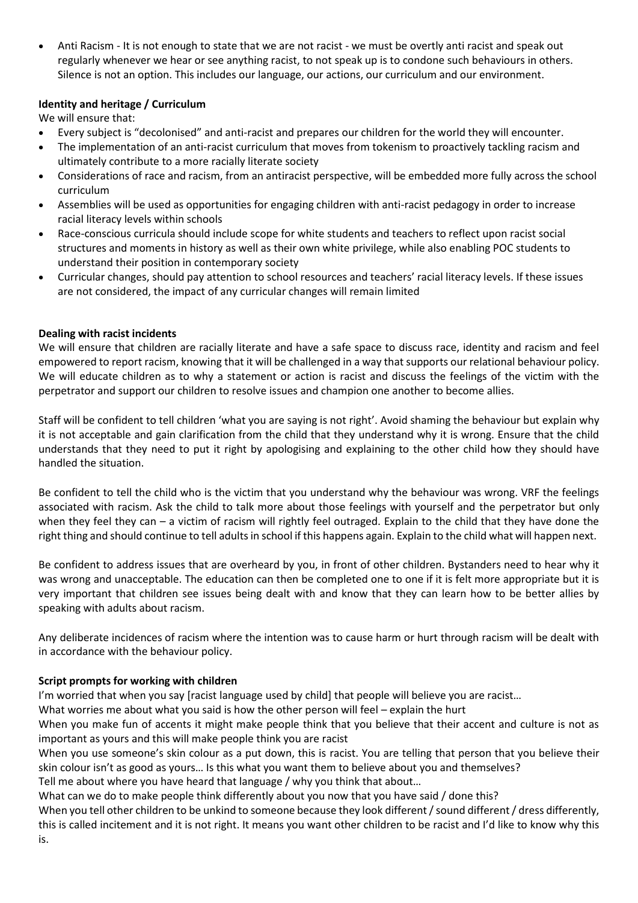- Anti Racism - It is not enough to state that we are not racist - we must be overtly anti racist and speak out regularly whenever we hear or see anything racist, to not speak up is to condone such behaviours in others. Silence is not an option. This includes our language, our actions, our curriculum and our environment.

**Identity and heritage / Curriculum**

We will ensure that:

- Every subject is "decolonised" and anti-racist and prepares our children for the world they will encounter.
- The implementation of an anti-racist curriculum that moves from tokenism to proactively tackling racism and ultimately contribute to a more racially literate society
- Considerations of race and racism, from an antiracist perspective, will be embedded more fully across the school curriculum
- Assemblies will be used as opportunities for engaging children with anti-racist pedagogy in order to increase racial literacy levels within schools
- Race-conscious curricula should include scope for white students and teachers to reflect upon racist social structures and moments in history as well as their own white privilege, while also enabling POC students to understand their position in contemporary society
- Curricular changes, should pay attention to school resources and teachers' racial literacy levels. If these issues are not considered, the impact of any curricular changes will remain limited

**Dealing with racist incidents**

We will ensure that children are racially literate and have a safe space to discuss race, identity and racism and feel empowered to report racism, knowing that it will be challenged in a way that supports our relational behaviour policy. We will educate children as to why a statement or action is racist and discuss the feelings of the victim with the perpetrator and support our children to resolve issues and champion one another to become allies.

Staff will be confident to tell children 'what you are saying is not right'. Avoid shaming the behaviour but explain why it is not acceptable and gain clarification from the child that they understand why it is wrong. Ensure that the child understands that they need to put it right by apologising and explaining to the other child how they should have handled the situation.

Be confident to tell the child who is the victim that you understand why the behaviour was wrong. VRF the feelings associated with racism. Ask the child to talk more about those feelings with yourself and the perpetrator but only when they feel they can – a victim of racism will rightly feel outraged. Explain to the child that they have done the right thing and should continue to tell adults in school if this happens again. Explain to the child what will happen next.

Be confident to address issues that are overheard by you, in front of other children. Bystanders need to hear why it was wrong and unacceptable. The education can then be completed one to one if it is felt more appropriate but it is very important that children see issues being dealt with and know that they can learn how to be better allies by speaking with adults about racism.

Any deliberate incidences of racism where the intention was to cause harm or hurt through racism will be dealt with in accordance with the behaviour policy.

**Script prompts for working with children**

I'm worried that when you say [racist language used by child] that people will believe you are racist…

What worries me about what you said is how the other person will feel – explain the hurt

When you make fun of accents it might make people think that you believe that their accent and culture is not as important as yours and this will make people think you are racist

When you use someone's skin colour as a put down, this is racist. You are telling that person that you believe their skin colour isn't as good as yours… Is this what you want them to believe about you and themselves?

Tell me about where you have heard that language / why you think that about…

What can we do to make people think differently about you now that you have said / done this?

When you tell other children to be unkind to someone because they look different / sound different / dress differently, this is called incitement and it is not right. It means you want other children to be racist and I'd like to know why this is.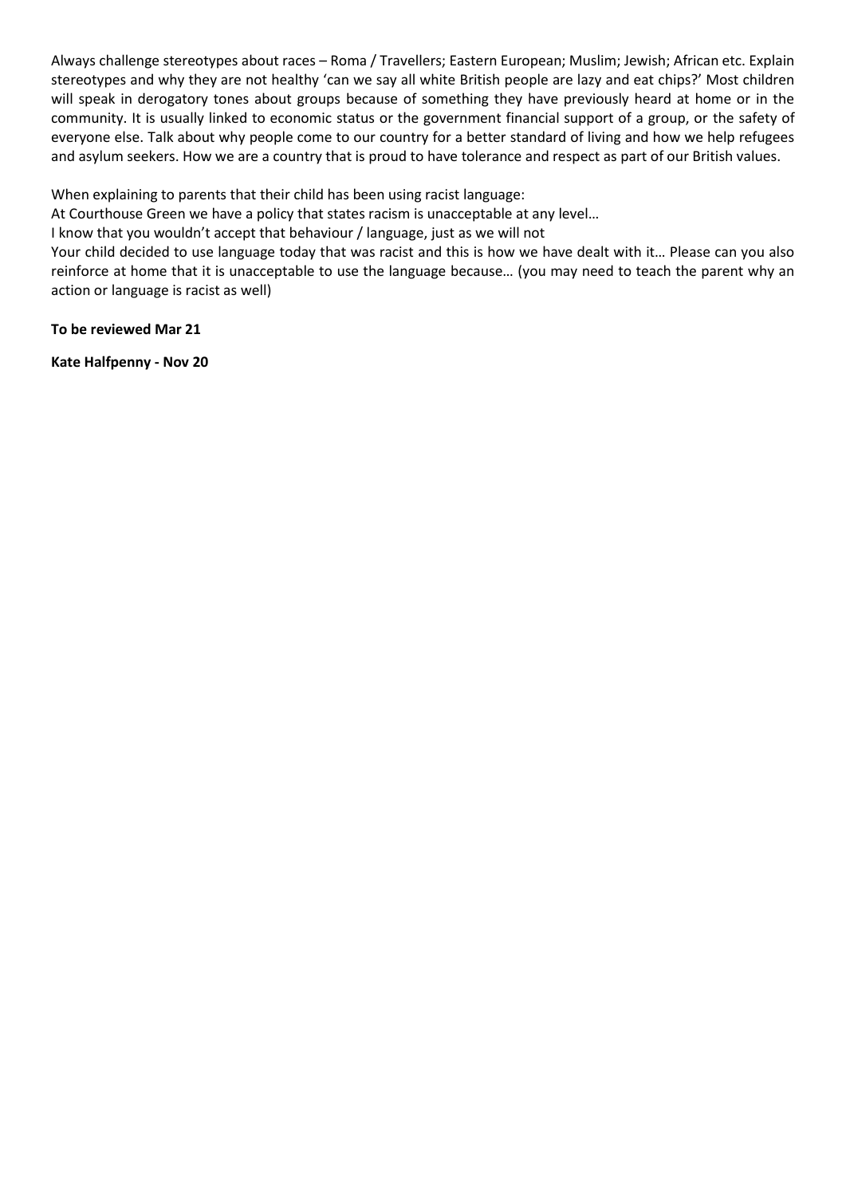Always challenge stereotypes about races – Roma / Travellers; Eastern European; Muslim; Jewish; African etc. Explain stereotypes and why they are not healthy 'can we say all white British people are lazy and eat chips?' Most children will speak in derogatory tones about groups because of something they have previously heard at home or in the community. It is usually linked to economic status or the government financial support of a group, or the safety of everyone else. Talk about why people come to our country for a better standard of living and how we help refugees and asylum seekers. How we are a country that is proud to have tolerance and respect as part of our British values.

When explaining to parents that their child has been using racist language:
At Courthouse Green we have a policy that states racism is unacceptable at any level…
I know that you wouldn't accept that behaviour / language, just as we will not
Your child decided to use language today that was racist and this is how we have dealt with it… Please can you also reinforce at home that it is unacceptable to use the language because… (you may need to teach the parent why an action or language is racist as well)

**To be reviewed Mar 21**

**Kate Halfpenny - Nov 20**